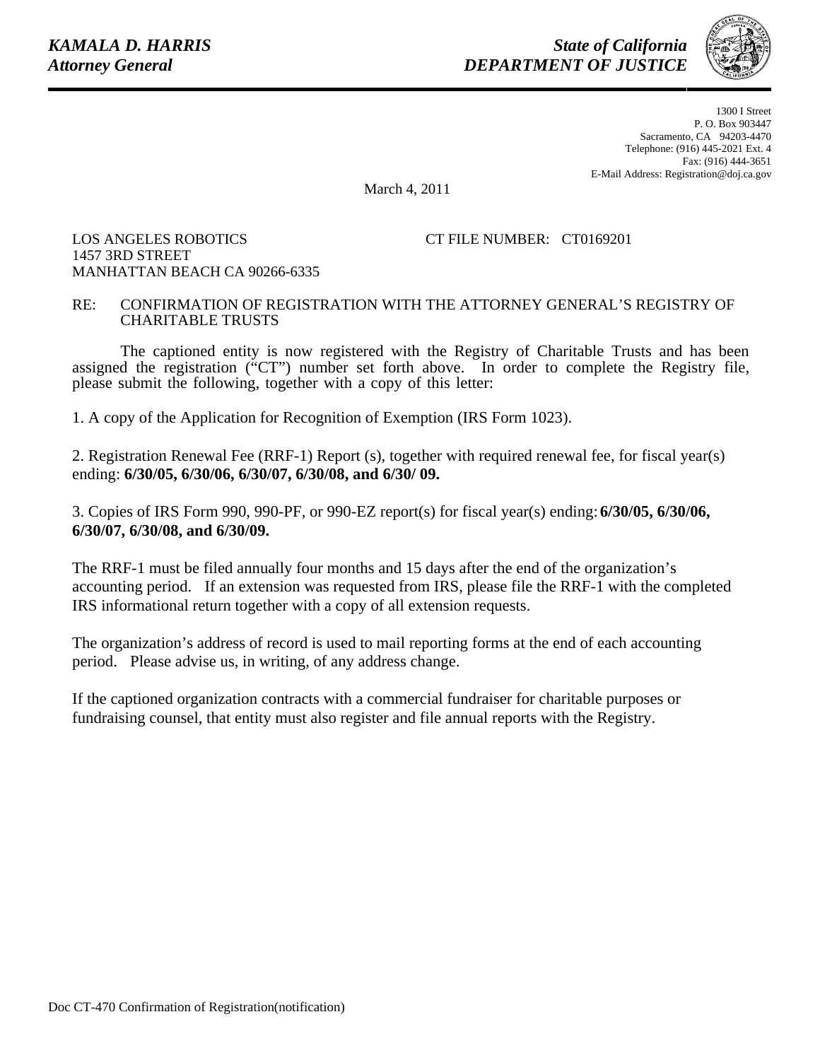***KAMALA D. HARRIS***
***Attorney General***

***State of California***
***DEPARTMENT OF JUSTICE***

1300 I Street
P. O. Box 903447
Sacramento, CA 94203-4470
Telephone: (916) 445-2021 Ext. 4
Fax: (916) 444-3651
E-Mail Address: Registration@doj.ca.gov

March 4, 2011

LOS ANGELES ROBOTICS
1457 3RD STREET
MANHATTAN BEACH CA 90266-6335

CT FILE NUMBER: CT0169201

RE: CONFIRMATION OF REGISTRATION WITH THE ATTORNEY GENERAL'S REGISTRY OF CHARITABLE TRUSTS

The captioned entity is now registered with the Registry of Charitable Trusts and has been assigned the registration ("CT") number set forth above. In order to complete the Registry file, please submit the following, together with a copy of this letter:

1. A copy of the Application for Recognition of Exemption (IRS Form 1023).

2. Registration Renewal Fee (RRF-1) Report (s), together with required renewal fee, for fiscal year(s) ending: **6/30/05, 6/30/06, 6/30/07, 6/30/08, and 6/30/ 09.**

3. Copies of IRS Form 990, 990-PF, or 990-EZ report(s) for fiscal year(s) ending: **6/30/05, 6/30/06, 6/30/07, 6/30/08, and 6/30/09.**

The RRF-1 must be filed annually four months and 15 days after the end of the organization's accounting period. If an extension was requested from IRS, please file the RRF-1 with the completed IRS informational return together with a copy of all extension requests.

The organization's address of record is used to mail reporting forms at the end of each accounting period. Please advise us, in writing, of any address change.

If the captioned organization contracts with a commercial fundraiser for charitable purposes or fundraising counsel, that entity must also register and file annual reports with the Registry.

Doc CT-470 Confirmation of Registration(notification)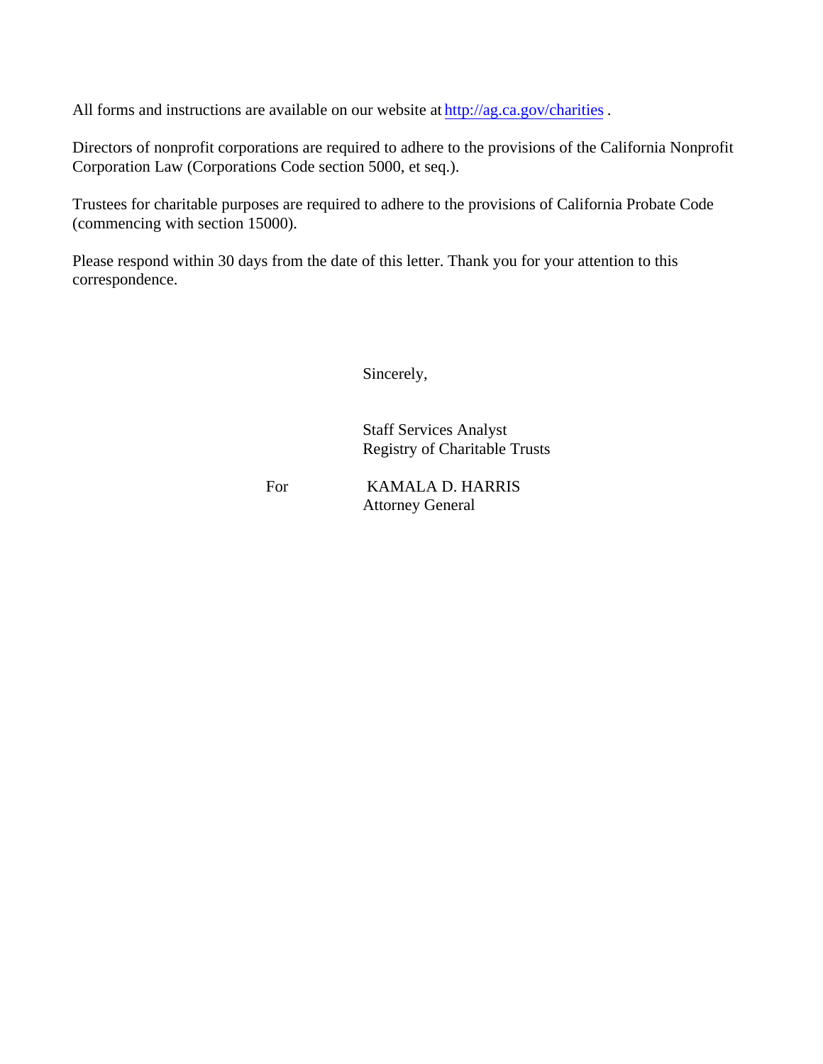All forms and instructions are available on our website at http://ag.ca.gov/charities .

Directors of nonprofit corporations are required to adhere to the provisions of the California Nonprofit Corporation Law (Corporations Code section 5000, et seq.).

Trustees for charitable purposes are required to adhere to the provisions of California Probate Code (commencing with section 15000).

Please respond within 30 days from the date of this letter. Thank you for your attention to this correspondence.

Sincerely,

Staff Services Analyst
Registry of Charitable Trusts

For KAMALA D. HARRIS
Attorney General